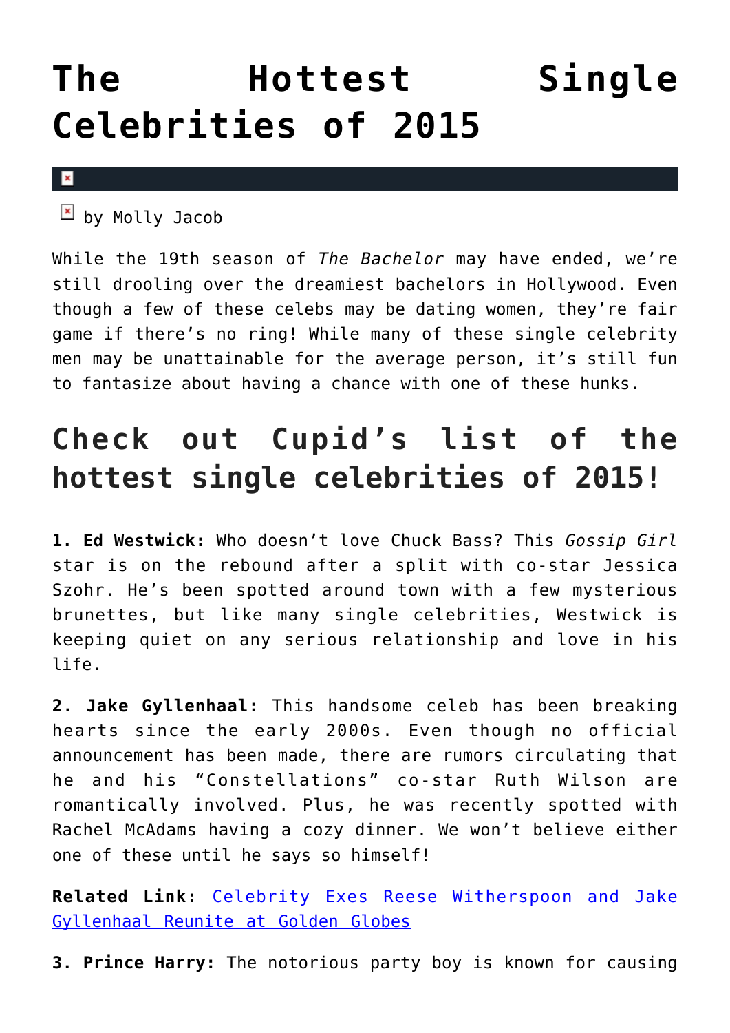# The Hottest Single Celebrities of 2015

by Molly Jacob

While the 19th season of *The Bachelor* may have ended, we're still drooling over the dreamiest bachelors in Hollywood. Even though a few of these celebs may be dating women, they're fair game if there's no ring! While many of these single celebrity men may be unattainable for the average person, it's still fun to fantasize about having a chance with one of these hunks.

## Check out Cupid's list of the hottest single celebrities of 2015!

**1. Ed Westwick:** Who doesn't love Chuck Bass? This *Gossip Girl* star is on the rebound after a split with co-star Jessica Szohr. He's been spotted around town with a few mysterious brunettes, but like many single celebrities, Westwick is keeping quiet on any serious relationship and love in his life.

**2. Jake Gyllenhaal:** This handsome celeb has been breaking hearts since the early 2000s. Even though no official announcement has been made, there are rumors circulating that he and his "Constellations" co-star Ruth Wilson are romantically involved. Plus, he was recently spotted with Rachel McAdams having a cozy dinner. We won't believe either one of these until he says so himself!

**Related Link:** [Celebrity Exes Reese Witherspoon and Jake Gyllenhaal Reunite at Golden Globes]()

**3. Prince Harry:** The notorious party boy is known for causing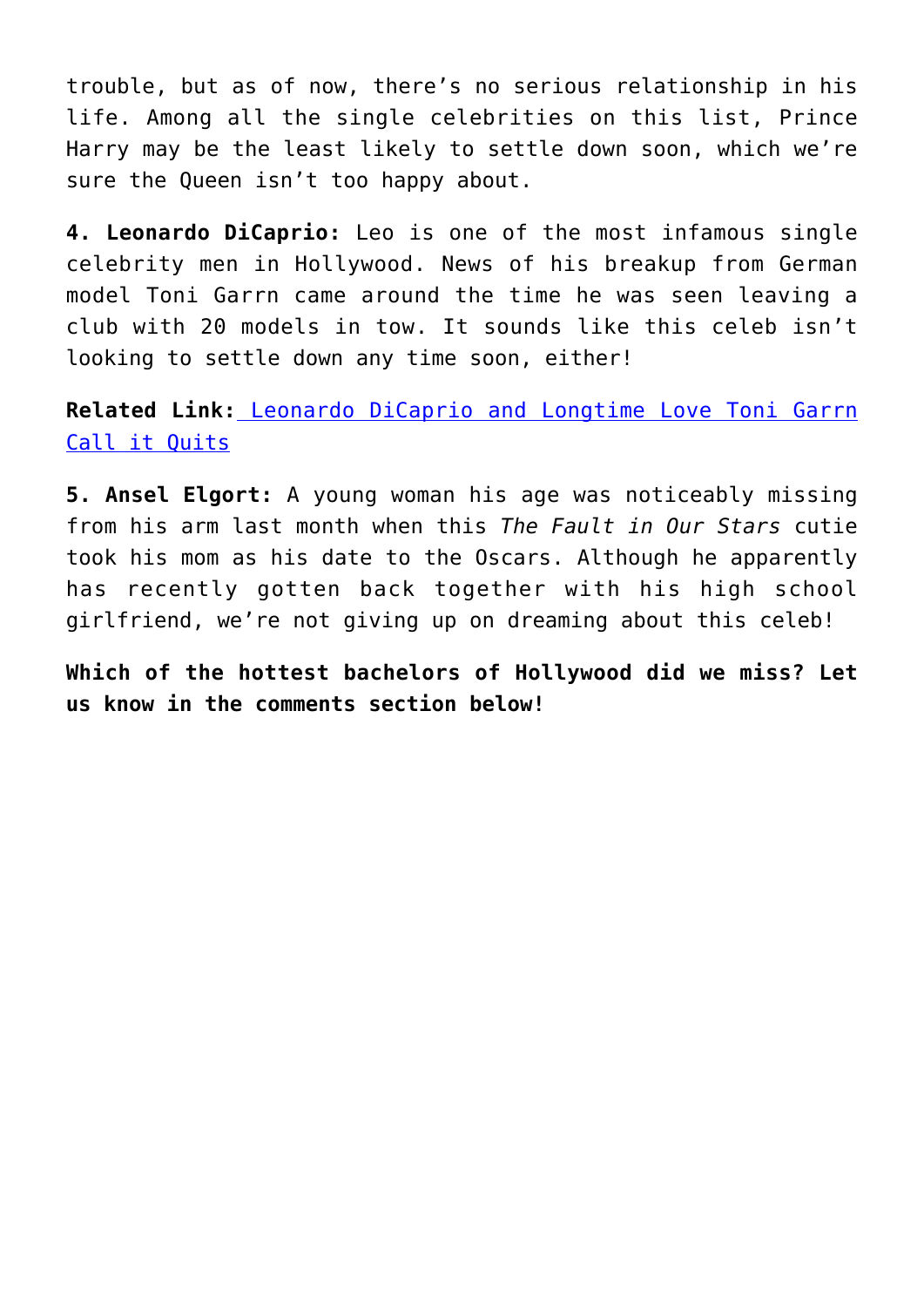trouble, but as of now, there's no serious relationship in his life. Among all the single celebrities on this list, Prince Harry may be the least likely to settle down soon, which we're sure the Queen isn't too happy about.

**4. Leonardo DiCaprio:** Leo is one of the most infamous single celebrity men in Hollywood. News of his breakup from German model Toni Garrn came around the time he was seen leaving a club with 20 models in tow. It sounds like this celeb isn't looking to settle down any time soon, either!

**Related Link:** Leonardo DiCaprio and Longtime Love Toni Garrn Call it Quits

**5. Ansel Elgort:** A young woman his age was noticeably missing from his arm last month when this *The Fault in Our Stars* cutie took his mom as his date to the Oscars. Although he apparently has recently gotten back together with his high school girlfriend, we're not giving up on dreaming about this celeb!

**Which of the hottest bachelors of Hollywood did we miss? Let us know in the comments section below!**